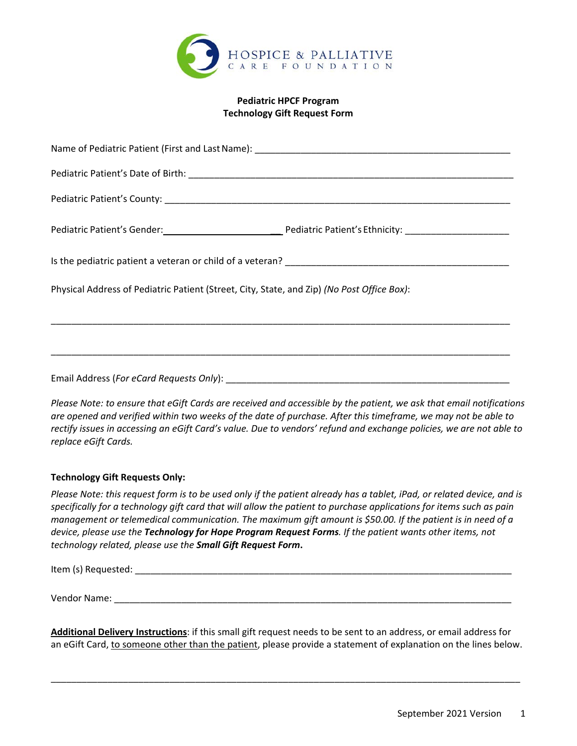HOSPICE & PALLIATIVE CARE FOUNDATION

**Pediatric HPCF Program**
**Technology Gift Request Form**

Name of Pediatric Patient (First and Last Name): ___________________________________________________

Pediatric Patient's Date of Birth: ___________________________________________________________________

Pediatric Patient's County: _________________________________________________________________________

Pediatric Patient's Gender: ______________________ Pediatric Patient's Ethnicity: ____________________

Is the pediatric patient a veteran or child of a veteran? ___________________________________________

Physical Address of Pediatric Patient (Street, City, State, and Zip) *(No Post Office Box)*:

_____________________________________________________________________________________________

_____________________________________________________________________________________________

Email Address (*For eCard Requests Only*): _______________________________________________________

*Please Note: to ensure that eGift Cards are received and accessible by the patient, we ask that email notifications are opened and verified within two weeks of the date of purchase. After this timeframe, we may not be able to rectify issues in accessing an eGift Card's value. Due to vendors' refund and exchange policies, we are not able to replace eGift Cards.*

**Technology Gift Requests Only:**

*Please Note: this request form is to be used only if the patient already has a tablet, iPad, or related device, and is specifically for a technology gift card that will allow the patient to purchase applications for items such as pain management or telemedical communication. The maximum gift amount is $50.00. If the patient is in need of a device, please use the* ***Technology for Hope Program Request Forms****. If the patient wants other items, not technology related, please use the* ***Small Gift Request Form*****.**

Item (s) Requested: ___________________________________________________________________________

Vendor Name: _________________________________________________________________________________

**Additional Delivery Instructions**: if this small gift request needs to be sent to an address, or email address for an eGift Card, to someone other than the patient, please provide a statement of explanation on the lines below.

_____________________________________________________________________________________________

September 2021 Version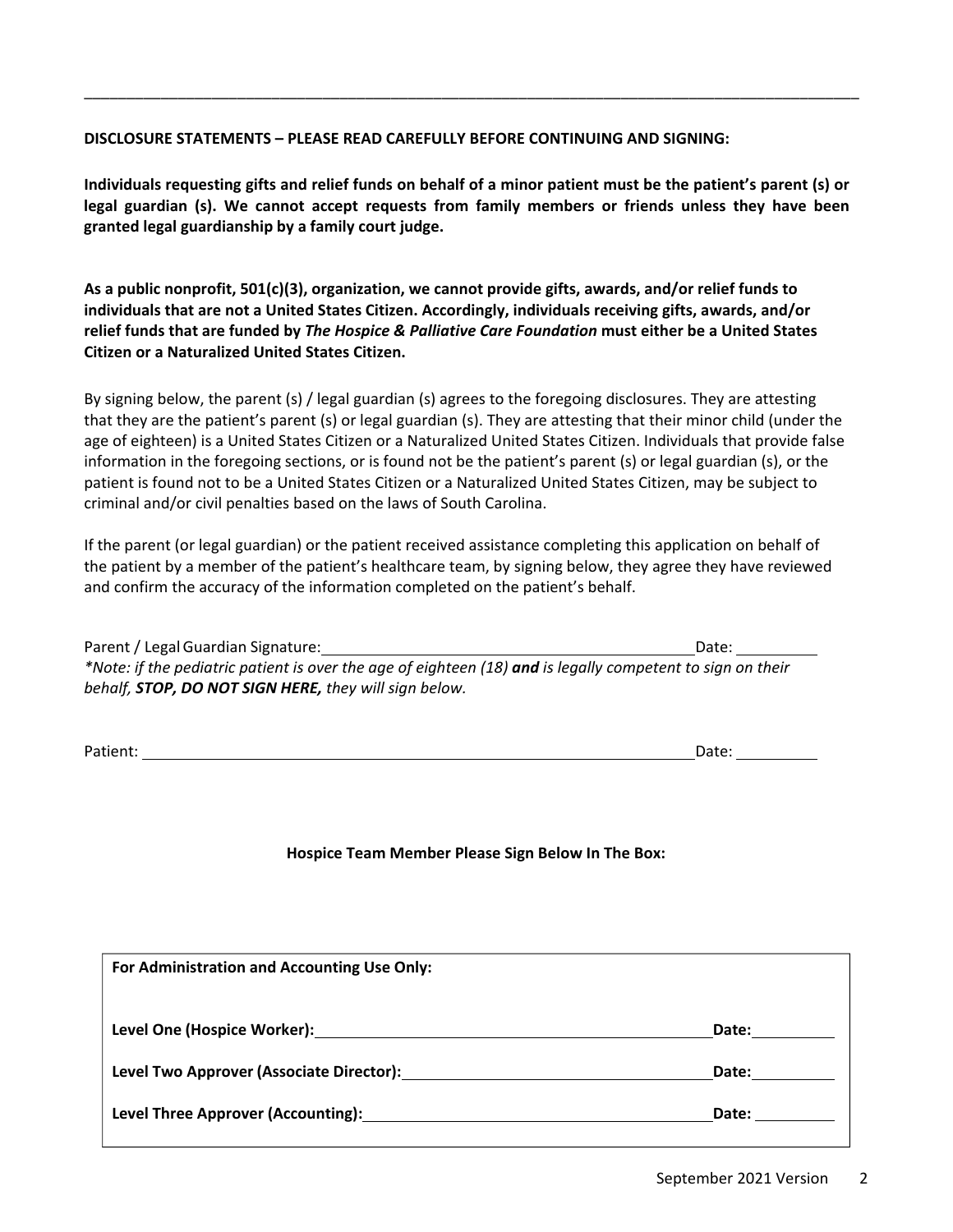---

**DISCLOSURE STATEMENTS – PLEASE READ CAREFULLY BEFORE CONTINUING AND SIGNING:**

**Individuals requesting gifts and relief funds on behalf of a minor patient must be the patient's parent (s) or legal guardian (s). We cannot accept requests from family members or friends unless they have been granted legal guardianship by a family court judge.**

**As a public nonprofit, 501(c)(3), organization, we cannot provide gifts, awards, and/or relief funds to individuals that are not a United States Citizen. Accordingly, individuals receiving gifts, awards, and/or relief funds that are funded by *The Hospice & Palliative Care Foundation* must either be a United States Citizen or a Naturalized United States Citizen.**

By signing below, the parent (s) / legal guardian (s) agrees to the foregoing disclosures. They are attesting that they are the patient's parent (s) or legal guardian (s). They are attesting that their minor child (under the age of eighteen) is a United States Citizen or a Naturalized United States Citizen. Individuals that provide false information in the foregoing sections, or is found not be the patient's parent (s) or legal guardian (s), or the patient is found not to be a United States Citizen or a Naturalized United States Citizen, may be subject to criminal and/or civil penalties based on the laws of South Carolina.

If the parent (or legal guardian) or the patient received assistance completing this application on behalf of the patient by a member of the patient's healthcare team, by signing below, they agree they have reviewed and confirm the accuracy of the information completed on the patient's behalf.

Parent / Legal Guardian Signature:_____________________________________________ Date: __________

*\*Note: if the pediatric patient is over the age of eighteen (18)* ***and*** *is legally competent to sign on their behalf,* ***STOP, DO NOT SIGN HERE,*** *they will sign below.*

Patient: ________________________________________________________________ Date: __________

**Hospice Team Member Please Sign Below In The Box:**

**For Administration and Accounting Use Only:**

**Level One (Hospice Worker):**_______________________________________________ **Date:**__________

**Level Two Approver (Associate Director):**____________________________________ **Date:**__________

**Level Three Approver (Accounting):**_________________________________________ **Date:** __________

September 2021 Version